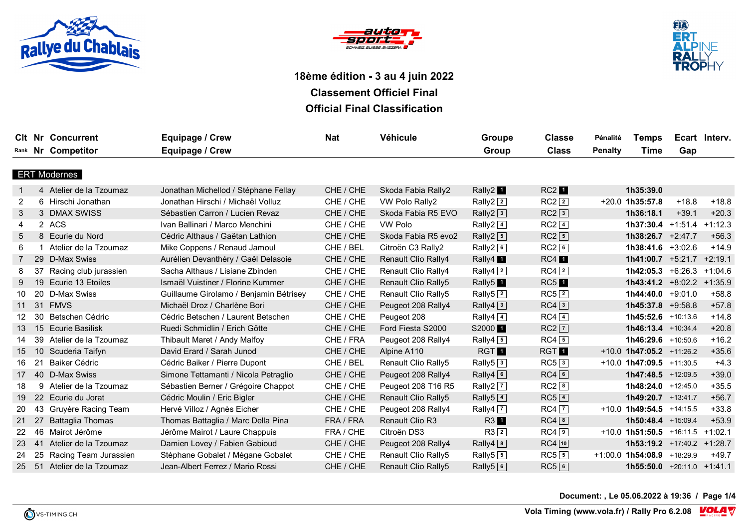**18ème édition - 3 au 4 juin 2022**

**Classement Officiel Final**

**Official Final Classification**

| Clt<br>Rank | Nr<br>Nr | Concurrent<br>Competitor | Equipage / Crew<br>Equipage / Crew | Nat | Véhicule | Groupe<br>Group | Classe<br>Class | Pénalité<br>Penalty | Temps<br>Time | Ecart<br>Gap | Interv. |
|---|---|---|---|---|---|---|---|---|---|---|---|
| **ERT Modernes** | | | | | | | | | | | |
| 1 | 4 | Atelier de la Tzoumaz | Jonathan Michellod / Stéphane Fellay | CHE / CHE | Skoda Fabia Rally2 | Rally2 1 | RC2 1 | | **1h35:39.0** | | |
| 2 | 6 | Hirschi Jonathan | Jonathan Hirschi / Michaël Volluz | CHE / CHE | VW Polo Rally2 | Rally2 2 | RC2 2 | +20.0 | **1h35:57.8** | +18.8 | +18.8 |
| 3 | 3 | DMAX SWISS | Sébastien Carron / Lucien Revaz | CHE / CHE | Skoda Fabia R5 EVO | Rally2 3 | RC2 3 | | **1h36:18.1** | +39.1 | +20.3 |
| 4 | 2 | ACS | Ivan Ballinari / Marco Menchini | CHE / CHE | VW Polo | Rally2 4 | RC2 4 | | **1h37:30.4** | +1:51.4 | +1:12.3 |
| 5 | 8 | Ecurie du Nord | Cédric Althaus / Gaëtan Lathion | CHE / CHE | Skoda Fabia R5 evo2 | Rally2 5 | RC2 5 | | **1h38:26.7** | +2:47.7 | +56.3 |
| 6 | 1 | Atelier de la Tzoumaz | Mike Coppens / Renaud Jamoul | CHE / BEL | Citroën C3 Rally2 | Rally2 6 | RC2 6 | | **1h38:41.6** | +3:02.6 | +14.9 |
| 7 | 29 | D-Max Swiss | Aurélien Devanthéry / Gaël Delasoie | CHE / CHE | Renault Clio Rally4 | Rally4 1 | RC4 1 | | **1h41:00.7** | +5:21.7 | +2:19.1 |
| 8 | 37 | Racing club jurassien | Sacha Althaus / Lisiane Zbinden | CHE / CHE | Renault Clio Rally4 | Rally4 2 | RC4 2 | | **1h42:05.3** | +6:26.3 | +1:04.6 |
| 9 | 19 | Ecurie 13 Etoiles | Ismaël Vuistiner / Florine Kummer | CHE / CHE | Renault Clio Rally5 | Rally5 1 | RC5 1 | | **1h43:41.2** | +8:02.2 | +1:35.9 |
| 10 | 20 | D-Max Swiss | Guillaume Girolamo / Benjamin Bétrisey | CHE / CHE | Renault Clio Rally5 | Rally5 2 | RC5 2 | | **1h44:40.0** | +9:01.0 | +58.8 |
| 11 | 31 | FMVS | Michaël Droz / Charlène Bori | CHE / CHE | Peugeot 208 Rally4 | Rally4 3 | RC4 3 | | **1h45:37.8** | +9:58.8 | +57.8 |
| 12 | 30 | Betschen Cédric | Cédric Betschen / Laurent Betschen | CHE / CHE | Peugeot 208 | Rally4 4 | RC4 4 | | **1h45:52.6** | +10:13.6 | +14.8 |
| 13 | 15 | Ecurie Basilisk | Ruedi Schmidlin / Erich Götte | CHE / CHE | Ford Fiesta S2000 | S2000 1 | RC2 7 | | **1h46:13.4** | +10:34.4 | +20.8 |
| 14 | 39 | Atelier de la Tzoumaz | Thibault Maret / Andy Malfoy | CHE / FRA | Peugeot 208 Rally4 | Rally4 5 | RC4 5 | | **1h46:29.6** | +10:50.6 | +16.2 |
| 15 | 10 | Scuderia Taifyn | David Erard / Sarah Junod | CHE / CHE | Alpine A110 | RGT 1 | RGT 1 | +10.0 | **1h47:05.2** | +11:26.2 | +35.6 |
| 16 | 21 | Baiker Cédric | Cédric Baiker / Pierre Dupont | CHE / BEL | Renault Clio Rally5 | Rally5 3 | RC5 3 | +10.0 | **1h47:09.5** | +11:30.5 | +4.3 |
| 17 | 40 | D-Max Swiss | Simone Tettamanti / Nicola Petraglio | CHE / CHE | Peugeot 208 Rally4 | Rally4 6 | RC4 6 | | **1h47:48.5** | +12:09.5 | +39.0 |
| 18 | 9 | Atelier de la Tzoumaz | Sébastien Berner / Grégoire Chappot | CHE / CHE | Peugeot 208 T16 R5 | Rally2 7 | RC2 8 | | **1h48:24.0** | +12:45.0 | +35.5 |
| 19 | 22 | Ecurie du Jorat | Cédric Moulin / Eric Bigler | CHE / CHE | Renault Clio Rally5 | Rally5 4 | RC5 4 | | **1h49:20.7** | +13:41.7 | +56.7 |
| 20 | 43 | Gruyère Racing Team | Hervé Villoz / Agnès Eicher | CHE / CHE | Peugeot 208 Rally4 | Rally4 7 | RC4 7 | +10.0 | **1h49:54.5** | +14:15.5 | +33.8 |
| 21 | 27 | Battaglia Thomas | Thomas Battaglia / Marc Della Pina | FRA / FRA | Renault Clio R3 | R3 1 | RC4 8 | | **1h50:48.4** | +15:09.4 | +53.9 |
| 22 | 46 | Mairot Jérôme | Jérôme Mairot / Laure Chappuis | FRA / CHE | Citroën DS3 | R3 2 | RC4 9 | +10.0 | **1h51:50.5** | +16:11.5 | +1:02.1 |
| 23 | 41 | Atelier de la Tzoumaz | Damien Lovey / Fabien Gabioud | CHE / CHE | Peugeot 208 Rally4 | Rally4 8 | RC4 10 | | **1h53:19.2** | +17:40.2 | +1:28.7 |
| 24 | 25 | Racing Team Jurassien | Stéphane Gobalet / Mégane Gobalet | CHE / CHE | Renault Clio Rally5 | Rally5 5 | RC5 5 | +1:00.0 | **1h54:08.9** | +18:29.9 | +49.7 |
| 25 | 51 | Atelier de la Tzoumaz | Jean-Albert Ferrez / Mario Rossi | CHE / CHE | Renault Clio Rally5 | Rally5 6 | RC5 6 | | **1h55:50.0** | +20:11.0 | +1:41.1 |

**Document: , Le 05.06.2022 à 19:36**

VS-TIMING.CH

**Vola Timing (www.vola.fr) / Rally Pro 6.2.08**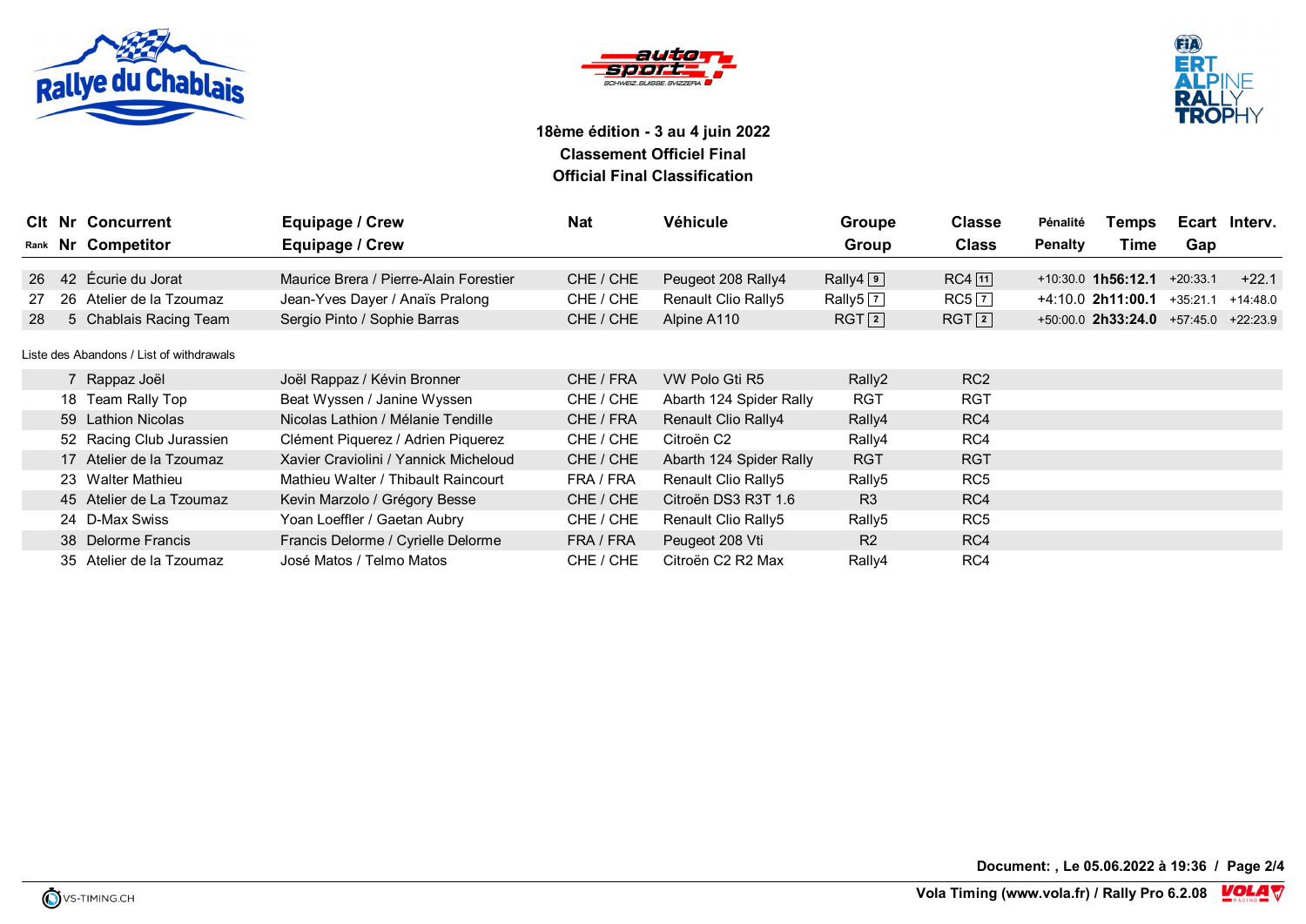**18ème édition - 3 au 4 juin 2022**
**Classement Officiel Final**
**Official Final Classification**

| Clt / Rank | Nr | Concurrent / Competitor | Equipage / Crew | Nat | Véhicule | Groupe / Group | Classe / Class | Pénalité / Penalty | Temps / Time | Ecart / Gap | Interv. |
|---|---|---|---|---|---|---|---|---|---|---|---|
| 26 | 42 | Écurie du Jorat | Maurice Brera / Pierre-Alain Forestier | CHE / CHE | Peugeot 208 Rally4 | Rally4 [9] | RC4 [11] | +10:30.0 | **1h56:12.1** | +20:33.1 | +22.1 |
| 27 | 26 | Atelier de la Tzoumaz | Jean-Yves Dayer / Anaïs Pralong | CHE / CHE | Renault Clio Rally5 | Rally5 [7] | RC5 [7] | +4:10.0 | **2h11:00.1** | +35:21.1 | +14:48.0 |
| 28 | 5 | Chablais Racing Team | Sergio Pinto / Sophie Barras | CHE / CHE | Alpine A110 | RGT [2] | RGT [2] | +50:00.0 | **2h33:24.0** | +57:45.0 | +22:23.9 |

Liste des Abandons / List of withdrawals

| Nr | Concurrent | Equipage / Crew | Nat | Véhicule | Groupe | Classe |
|---|---|---|---|---|---|---|
| 7 | Rappaz Joël | Joël Rappaz / Kévin Bronner | CHE / FRA | VW Polo Gti R5 | Rally2 | RC2 |
| 18 | Team Rally Top | Beat Wyssen / Janine Wyssen | CHE / CHE | Abarth 124 Spider Rally | RGT | RGT |
| 59 | Lathion Nicolas | Nicolas Lathion / Mélanie Tendille | CHE / FRA | Renault Clio Rally4 | Rally4 | RC4 |
| 52 | Racing Club Jurassien | Clément Piquerez / Adrien Piquerez | CHE / CHE | Citroën C2 | Rally4 | RC4 |
| 17 | Atelier de la Tzoumaz | Xavier Craviolini / Yannick Micheloud | CHE / CHE | Abarth 124 Spider Rally | RGT | RGT |
| 23 | Walter Mathieu | Mathieu Walter / Thibault Raincourt | FRA / FRA | Renault Clio Rally5 | Rally5 | RC5 |
| 45 | Atelier de La Tzoumaz | Kevin Marzolo / Grégory Besse | CHE / CHE | Citroën DS3 R3T 1.6 | R3 | RC4 |
| 24 | D-Max Swiss | Yoan Loeffler / Gaetan Aubry | CHE / CHE | Renault Clio Rally5 | Rally5 | RC5 |
| 38 | Delorme Francis | Francis Delorme / Cyrielle Delorme | FRA / FRA | Peugeot 208 Vti | R2 | RC4 |
| 35 | Atelier de la Tzoumaz | José Matos / Telmo Matos | CHE / CHE | Citroën C2 R2 Max | Rally4 | RC4 |

Document: , Le 05.06.2022 à 19:36

Vola Timing (www.vola.fr) / Rally Pro 6.2.08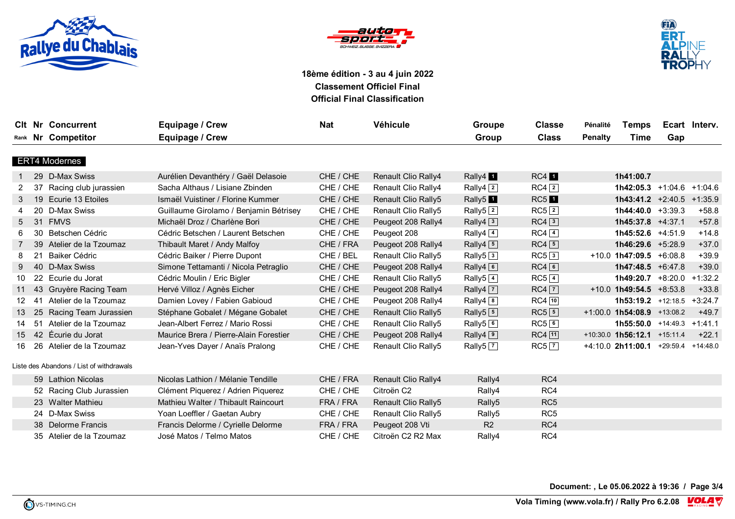**18ème édition - 3 au 4 juin 2022**
**Classement Officiel Final**
**Official Final Classification**

## ERT4 Modernes

| Clt / Rank | Nr | Concurrent / Competitor | Equipage / Crew | Nat | Véhicule | Groupe / Group | Classe / Class | Pénalité / Penalty | Temps / Time | Ecart / Gap | Interv. |
|---|---|---|---|---|---|---|---|---|---|---|---|
| 1 | 29 | D-Max Swiss | Aurélien Devanthéry / Gaël Delasoie | CHE / CHE | Renault Clio Rally4 | Rally4 1 | RC4 1 | | **1h41:00.7** | | |
| 2 | 37 | Racing club jurassien | Sacha Althaus / Lisiane Zbinden | CHE / CHE | Renault Clio Rally4 | Rally4 2 | RC4 2 | | **1h42:05.3** | +1:04.6 | +1:04.6 |
| 3 | 19 | Ecurie 13 Etoiles | Ismaël Vuistiner / Florine Kummer | CHE / CHE | Renault Clio Rally5 | Rally5 1 | RC5 1 | | **1h43:41.2** | +2:40.5 | +1:35.9 |
| 4 | 20 | D-Max Swiss | Guillaume Girolamo / Benjamin Bétrisey | CHE / CHE | Renault Clio Rally5 | Rally5 2 | RC5 2 | | **1h44:40.0** | +3:39.3 | +58.8 |
| 5 | 31 | FMVS | Michaël Droz / Charlène Bori | CHE / CHE | Peugeot 208 Rally4 | Rally4 3 | RC4 3 | | **1h45:37.8** | +4:37.1 | +57.8 |
| 6 | 30 | Betschen Cédric | Cédric Betschen / Laurent Betschen | CHE / CHE | Peugeot 208 | Rally4 4 | RC4 4 | | **1h45:52.6** | +4:51.9 | +14.8 |
| 7 | 39 | Atelier de la Tzoumaz | Thibault Maret / Andy Malfoy | CHE / FRA | Peugeot 208 Rally4 | Rally4 5 | RC4 5 | | **1h46:29.6** | +5:28.9 | +37.0 |
| 8 | 21 | Baiker Cédric | Cédric Baiker / Pierre Dupont | CHE / BEL | Renault Clio Rally5 | Rally5 3 | RC5 3 | +10.0 | **1h47:09.5** | +6:08.8 | +39.9 |
| 9 | 40 | D-Max Swiss | Simone Tettamanti / Nicola Petraglio | CHE / CHE | Peugeot 208 Rally4 | Rally4 6 | RC4 6 | | **1h47:48.5** | +6:47.8 | +39.0 |
| 10 | 22 | Ecurie du Jorat | Cédric Moulin / Eric Bigler | CHE / CHE | Renault Clio Rally5 | Rally5 4 | RC5 4 | | **1h49:20.7** | +8:20.0 | +1:32.2 |
| 11 | 43 | Gruyère Racing Team | Hervé Villoz / Agnès Eicher | CHE / CHE | Peugeot 208 Rally4 | Rally4 7 | RC4 7 | +10.0 | **1h49:54.5** | +8:53.8 | +33.8 |
| 12 | 41 | Atelier de la Tzoumaz | Damien Lovey / Fabien Gabioud | CHE / CHE | Peugeot 208 Rally4 | Rally4 8 | RC4 10 | | **1h53:19.2** | +12:18.5 | +3:24.7 |
| 13 | 25 | Racing Team Jurassien | Stéphane Gobalet / Mégane Gobalet | CHE / CHE | Renault Clio Rally5 | Rally5 5 | RC5 5 | +1:00.0 | **1h54:08.9** | +13:08.2 | +49.7 |
| 14 | 51 | Atelier de la Tzoumaz | Jean-Albert Ferrez / Mario Rossi | CHE / CHE | Renault Clio Rally5 | Rally5 6 | RC5 6 | | **1h55:50.0** | +14:49.3 | +1:41.1 |
| 15 | 42 | Écurie du Jorat | Maurice Brera / Pierre-Alain Forestier | CHE / CHE | Peugeot 208 Rally4 | Rally4 9 | RC4 11 | +10:30.0 | **1h56:12.1** | +15:11.4 | +22.1 |
| 16 | 26 | Atelier de la Tzoumaz | Jean-Yves Dayer / Anaïs Pralong | CHE / CHE | Renault Clio Rally5 | Rally5 7 | RC5 7 | +4:10.0 | **2h11:00.1** | +29:59.4 | +14:48.0 |

Liste des Abandons / List of withdrawals

| Nr | Concurrent / Competitor | Equipage / Crew | Nat | Véhicule | Groupe / Group | Classe / Class |
|---|---|---|---|---|---|---|
| 59 | Lathion Nicolas | Nicolas Lathion / Mélanie Tendille | CHE / FRA | Renault Clio Rally4 | Rally4 | RC4 |
| 52 | Racing Club Jurassien | Clément Piquerez / Adrien Piquerez | CHE / CHE | Citroën C2 | Rally4 | RC4 |
| 23 | Walter Mathieu | Mathieu Walter / Thibault Raincourt | FRA / FRA | Renault Clio Rally5 | Rally5 | RC5 |
| 24 | D-Max Swiss | Yoan Loeffler / Gaetan Aubry | CHE / CHE | Renault Clio Rally5 | Rally5 | RC5 |
| 38 | Delorme Francis | Francis Delorme / Cyrielle Delorme | FRA / FRA | Peugeot 208 Vti | R2 | RC4 |
| 35 | Atelier de la Tzoumaz | José Matos / Telmo Matos | CHE / CHE | Citroën C2 R2 Max | Rally4 | RC4 |

**Document: , Le 05.06.2022 à 19:36**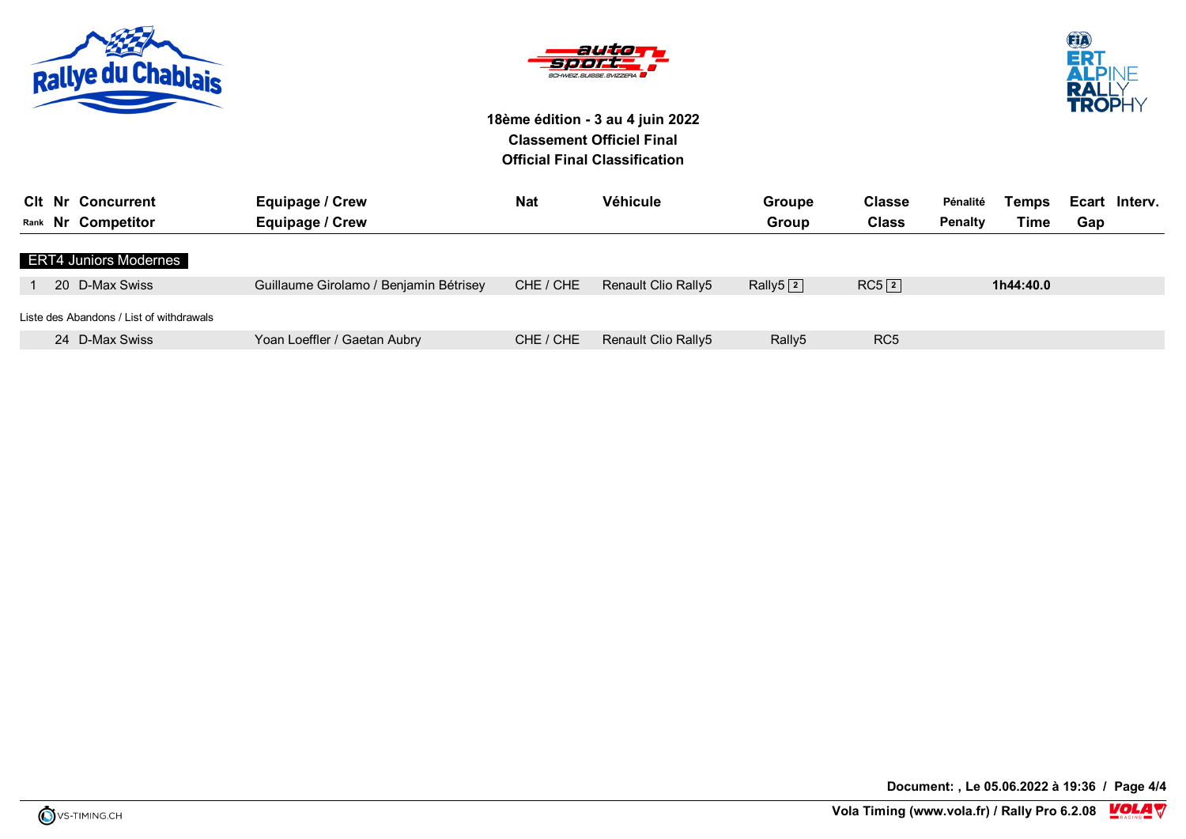Rallye du Chablais

18ème édition - 3 au 4 juin 2022
**Classement Officiel Final**
**Official Final Classification**

| Clt Rank | Nr | Concurrent Competitor | Equipage / Crew | Nat | Véhicule | Groupe Group | Classe Class | Pénalité Penalty | Temps Time | Ecart Gap | Interv. |
|---|---|---|---|---|---|---|---|---|---|---|---|
| **ERT4 Juniors Modernes** | | | | | | | | | | | |
| 1 | 20 | D-Max Swiss | Guillaume Girolamo / Benjamin Bétrisey | CHE / CHE | Renault Clio Rally5 | Rally5 [2] | RC5 [2] | | **1h44:40.0** | | |

Liste des Abandons / List of withdrawals

| Clt Rank | Nr | Concurrent Competitor | Equipage / Crew | Nat | Véhicule | Groupe Group | Classe Class |
|---|---|---|---|---|---|---|---|
| | 24 | D-Max Swiss | Yoan Loeffler / Gaetan Aubry | CHE / CHE | Renault Clio Rally5 | Rally5 | RC5 |

Document: , Le 05.06.2022 à 19:36

VS-TIMING.CH — Vola Timing (www.vola.fr) / Rally Pro 6.2.08